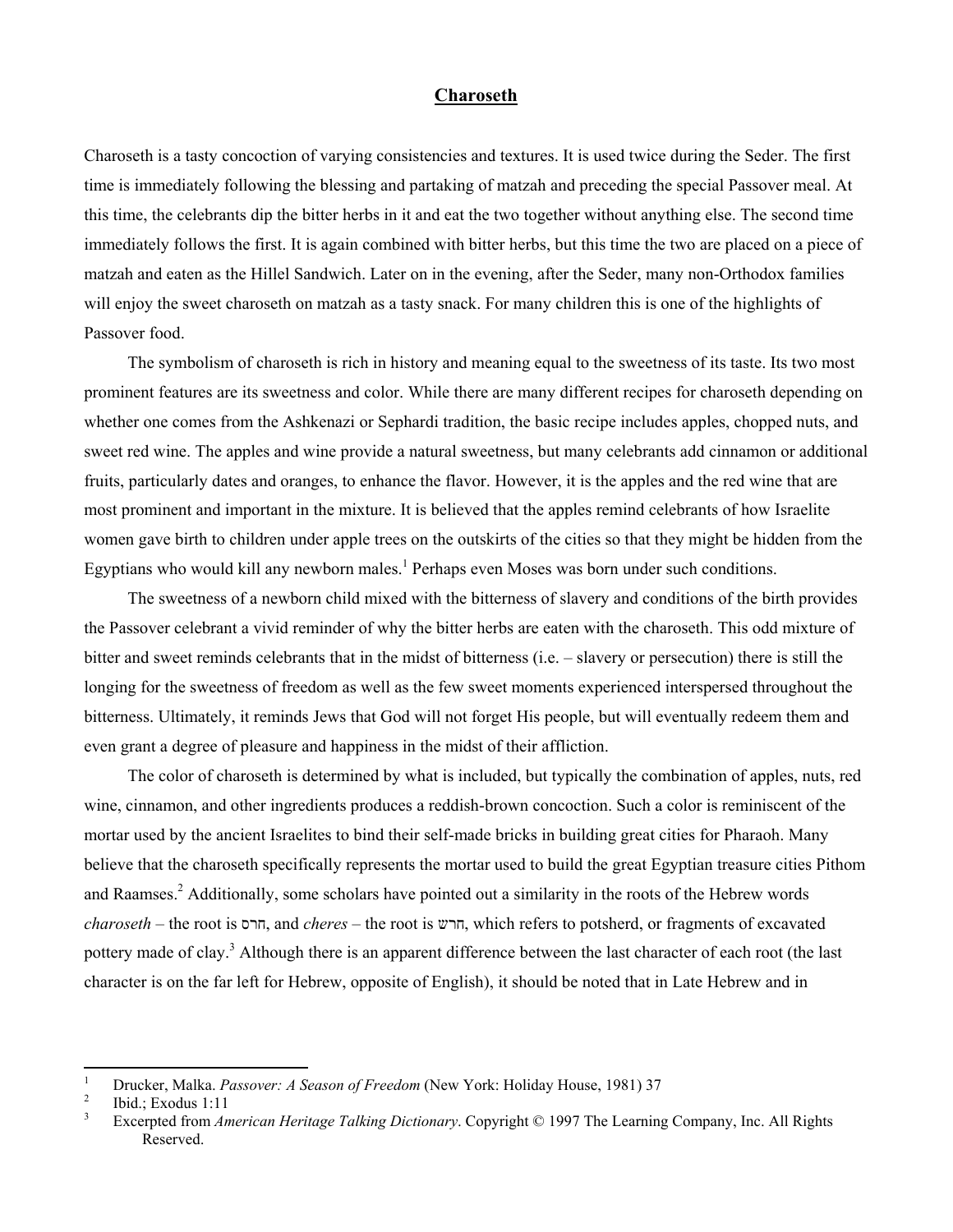# Charoseth

Charoseth is a tasty concoction of varying consistencies and textures. It is used twice during the Seder. The first time is immediately following the blessing and partaking of matzah and preceding the special Passover meal. At this time, the celebrants dip the bitter herbs in it and eat the two together without anything else. The second time immediately follows the first. It is again combined with bitter herbs, but this time the two are placed on a piece of matzah and eaten as the Hillel Sandwich. Later on in the evening, after the Seder, many non-Orthodox families will enjoy the sweet charoseth on matzah as a tasty snack. For many children this is one of the highlights of Passover food.

The symbolism of charoseth is rich in history and meaning equal to the sweetness of its taste. Its two most prominent features are its sweetness and color. While there are many different recipes for charoseth depending on whether one comes from the Ashkenazi or Sephardi tradition, the basic recipe includes apples, chopped nuts, and sweet red wine. The apples and wine provide a natural sweetness, but many celebrants add cinnamon or additional fruits, particularly dates and oranges, to enhance the flavor. However, it is the apples and the red wine that are most prominent and important in the mixture. It is believed that the apples remind celebrants of how Israelite women gave birth to children under apple trees on the outskirts of the cities so that they might be hidden from the Egyptians who would kill any newborn males.[1] Perhaps even Moses was born under such conditions.

The sweetness of a newborn child mixed with the bitterness of slavery and conditions of the birth provides the Passover celebrant a vivid reminder of why the bitter herbs are eaten with the charoseth. This odd mixture of bitter and sweet reminds celebrants that in the midst of bitterness (i.e. – slavery or persecution) there is still the longing for the sweetness of freedom as well as the few sweet moments experienced interspersed throughout the bitterness. Ultimately, it reminds Jews that God will not forget His people, but will eventually redeem them and even grant a degree of pleasure and happiness in the midst of their affliction.

The color of charoseth is determined by what is included, but typically the combination of apples, nuts, red wine, cinnamon, and other ingredients produces a reddish-brown concoction. Such a color is reminiscent of the mortar used by the ancient Israelites to bind their self-made bricks in building great cities for Pharaoh. Many believe that the charoseth specifically represents the mortar used to build the great Egyptian treasure cities Pithom and Raamses.[2] Additionally, some scholars have pointed out a similarity in the roots of the Hebrew words *charoseth* – the root is חרס, and *cheres* – the root is חרש, which refers to potsherd, or fragments of excavated pottery made of clay.[3] Although there is an apparent difference between the last character of each root (the last character is on the far left for Hebrew, opposite of English), it should be noted that in Late Hebrew and in

---

[1] Drucker, Malka. *Passover: A Season of Freedom* (New York: Holiday House, 1981) 37

[2] Ibid.; Exodus 1:11

[3] Excerpted from *American Heritage Talking Dictionary*. Copyright © 1997 The Learning Company, Inc. All Rights Reserved.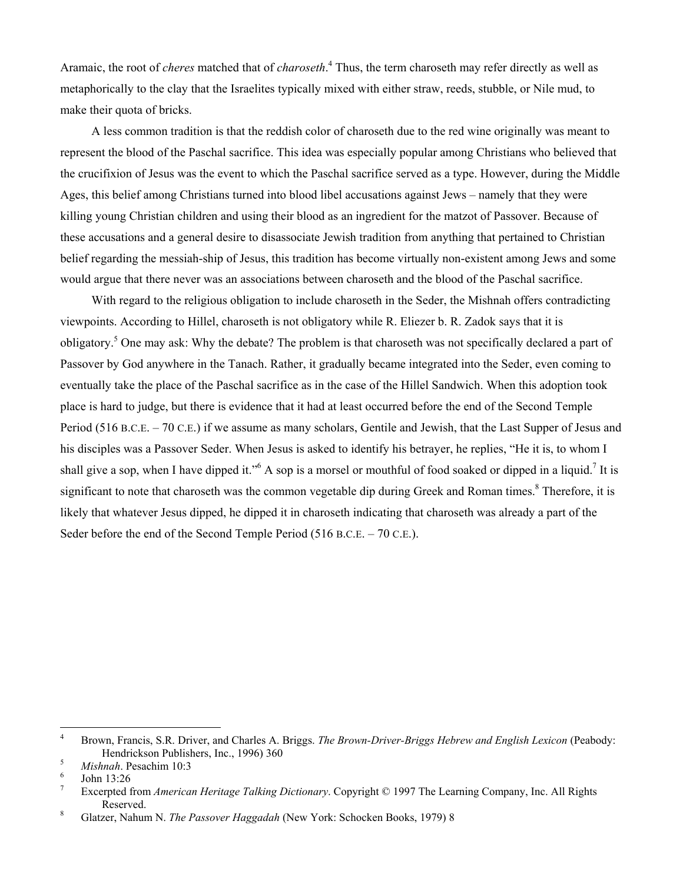Aramaic, the root of *cheres* matched that of *charoseth*.[4] Thus, the term charoseth may refer directly as well as metaphorically to the clay that the Israelites typically mixed with either straw, reeds, stubble, or Nile mud, to make their quota of bricks.

A less common tradition is that the reddish color of charoseth due to the red wine originally was meant to represent the blood of the Paschal sacrifice. This idea was especially popular among Christians who believed that the crucifixion of Jesus was the event to which the Paschal sacrifice served as a type. However, during the Middle Ages, this belief among Christians turned into blood libel accusations against Jews – namely that they were killing young Christian children and using their blood as an ingredient for the matzot of Passover. Because of these accusations and a general desire to disassociate Jewish tradition from anything that pertained to Christian belief regarding the messiah-ship of Jesus, this tradition has become virtually non-existent among Jews and some would argue that there never was an associations between charoseth and the blood of the Paschal sacrifice.

With regard to the religious obligation to include charoseth in the Seder, the Mishnah offers contradicting viewpoints. According to Hillel, charoseth is not obligatory while R. Eliezer b. R. Zadok says that it is obligatory.[5] One may ask: Why the debate? The problem is that charoseth was not specifically declared a part of Passover by God anywhere in the Tanach. Rather, it gradually became integrated into the Seder, even coming to eventually take the place of the Paschal sacrifice as in the case of the Hillel Sandwich. When this adoption took place is hard to judge, but there is evidence that it had at least occurred before the end of the Second Temple Period (516 B.C.E. – 70 C.E.) if we assume as many scholars, Gentile and Jewish, that the Last Supper of Jesus and his disciples was a Passover Seder. When Jesus is asked to identify his betrayer, he replies, "He it is, to whom I shall give a sop, when I have dipped it."[6] A sop is a morsel or mouthful of food soaked or dipped in a liquid.[7] It is significant to note that charoseth was the common vegetable dip during Greek and Roman times.[8] Therefore, it is likely that whatever Jesus dipped, he dipped it in charoseth indicating that charoseth was already a part of the Seder before the end of the Second Temple Period (516 B.C.E. – 70 C.E.).

---

[4] Brown, Francis, S.R. Driver, and Charles A. Briggs. *The Brown-Driver-Briggs Hebrew and English Lexicon* (Peabody: Hendrickson Publishers, Inc., 1996) 360

[5] *Mishnah*. Pesachim 10:3

[6] John 13:26

[7] Excerpted from *American Heritage Talking Dictionary*. Copyright © 1997 The Learning Company, Inc. All Rights Reserved.

[8] Glatzer, Nahum N. *The Passover Haggadah* (New York: Schocken Books, 1979) 8